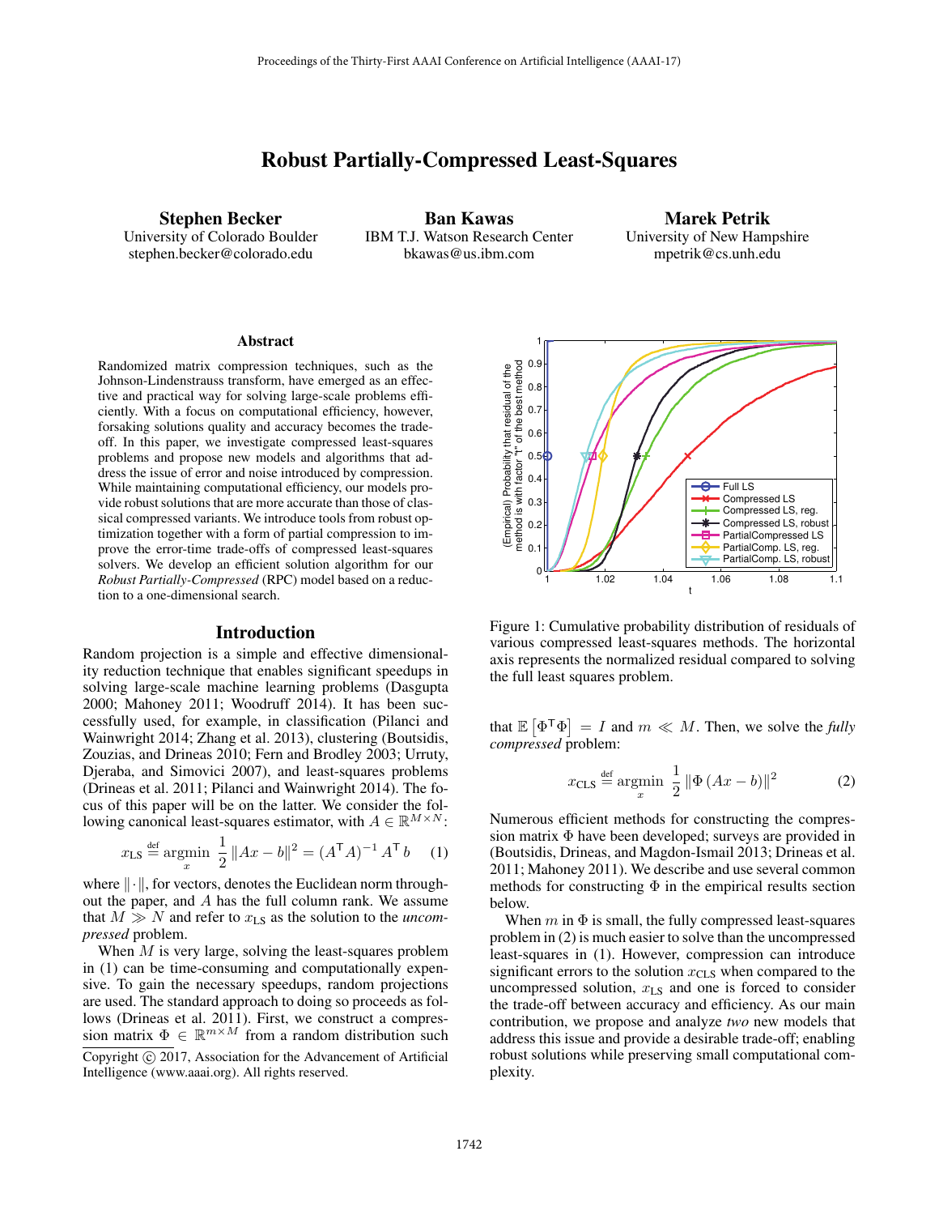# Robust Partially-Compressed Least-Squares

**Stephen Becker**
University of Colorado Boulder
stephen.becker@colorado.edu

**Ban Kawas**
IBM T.J. Watson Research Center
bkawas@us.ibm.com

**Marek Petrik**
University of New Hampshire
mpetrik@cs.unh.edu

## Abstract

Randomized matrix compression techniques, such as the Johnson-Lindenstrauss transform, have emerged as an effective and practical way for solving large-scale problems efficiently. With a focus on computational efficiency, however, forsaking solutions quality and accuracy becomes the trade-off. In this paper, we investigate compressed least-squares problems and propose new models and algorithms that address the issue of error and noise introduced by compression. While maintaining computational efficiency, our models provide robust solutions that are more accurate than those of classical compressed variants. We introduce tools from robust optimization together with a form of partial compression to improve the error-time trade-offs of compressed least-squares solvers. We develop an efficient solution algorithm for our *Robust Partially-Compressed* (RPC) model based on a reduction to a one-dimensional search.

## Introduction

Random projection is a simple and effective dimensionality reduction technique that enables significant speedups in solving large-scale machine learning problems (Dasgupta 2000; Mahoney 2011; Woodruff 2014). It has been successfully used, for example, in classification (Pilanci and Wainwright 2014; Zhang et al. 2013), clustering (Boutsidis, Zouzias, and Drineas 2010; Fern and Brodley 2003; Urruty, Djeraba, and Simovici 2007), and least-squares problems (Drineas et al. 2011; Pilanci and Wainwright 2014). The focus of this paper will be on the latter. We consider the following canonical least-squares estimator, with $A \in \mathbb{R}^{M \times N}$:

$$x_{\text{LS}} \overset{\text{def}}{=} \underset{x}{\operatorname{argmin}} \ \frac{1}{2} \|Ax - b\|^2 = (A^\mathsf{T} A)^{-1} A^\mathsf{T} b \quad (1)$$

where $\|\cdot\|$, for vectors, denotes the Euclidean norm throughout the paper, and $A$ has the full column rank. We assume that $M \gg N$ and refer to $x_{\text{LS}}$ as the solution to the *uncompressed* problem.

When $M$ is very large, solving the least-squares problem in (1) can be time-consuming and computationally expensive. To gain the necessary speedups, random projections are used. The standard approach to doing so proceeds as follows (Drineas et al. 2011). First, we construct a compression matrix $\Phi \in \mathbb{R}^{m \times M}$ from a random distribution such that $\mathbb{E}\left[\Phi^\mathsf{T} \Phi\right] = I$ and $m \ll M$. Then, we solve the *fully compressed* problem:

$$x_{\text{CLS}} \overset{\text{def}}{=} \underset{x}{\operatorname{argmin}} \ \frac{1}{2} \|\Phi (Ax - b)\|^2 \quad (2)$$

Numerous efficient methods for constructing the compression matrix $\Phi$ have been developed; surveys are provided in (Boutsidis, Drineas, and Magdon-Ismail 2013; Drineas et al. 2011; Mahoney 2011). We describe and use several common methods for constructing $\Phi$ in the empirical results section below.

When $m$ in $\Phi$ is small, the fully compressed least-squares problem in (2) is much easier to solve than the uncompressed least-squares in (1). However, compression can introduce significant errors to the solution $x_{\text{CLS}}$ when compared to the uncompressed solution, $x_{\text{LS}}$ and one is forced to consider the trade-off between accuracy and efficiency. As our main contribution, we propose and analyze *two* new models that address this issue and provide a desirable trade-off; enabling robust solutions while preserving small computational complexity.

Figure 1: Cumulative probability distribution of residuals of various compressed least-squares methods. The horizontal axis represents the normalized residual compared to solving the full least squares problem.

Copyright © 2017, Association for the Advancement of Artificial Intelligence (www.aaai.org). All rights reserved.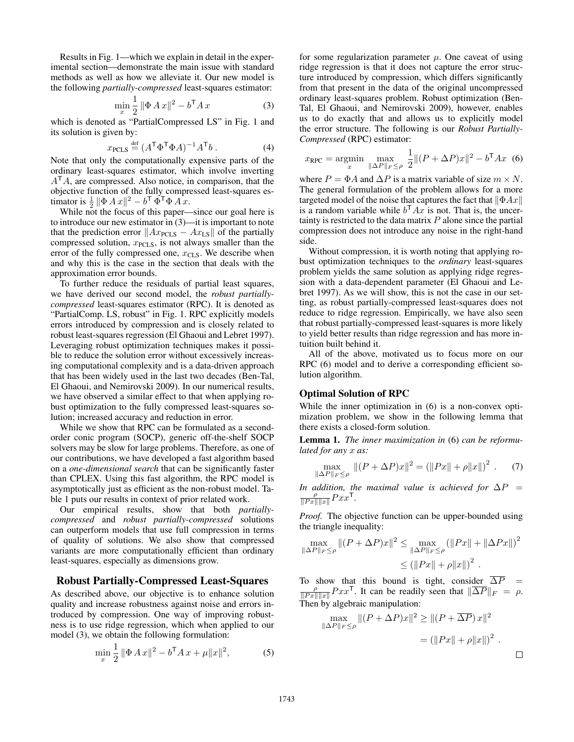Results in Fig. 1—which we explain in detail in the experimental section—demonstrate the main issue with standard methods as well as how we alleviate it. Our new model is the following *partially-compressed* least-squares estimator:

$$\min_x \frac{1}{2} \|\Phi\, A\, x\|^2 - b^\mathsf{T} A\, x \tag{3}$$

which is denoted as "PartialCompressed LS" in Fig. 1 and its solution is given by:

$$x_{\text{PCLS}} \stackrel{\text{def}}{=} (A^\mathsf{T}\Phi^\mathsf{T}\Phi A)^{-1} A^\mathsf{T} b\,. \tag{4}$$

Note that only the computationally expensive parts of the ordinary least-squares estimator, which involve inverting $A^\mathsf{T} A$, are compressed. Also notice, in comparison, that the objective function of the fully compressed least-squares estimator is $\frac{1}{2}\|\Phi\, A\, x\|^2 - b^\mathsf{T}\,\Phi^\mathsf{T}\Phi\, A\, x$.

While not the focus of this paper—since our goal here is to introduce our new estimator in (3)—it is important to note that the prediction error $\|Ax_{\text{PCLS}} - Ax_{\text{LS}}\|$ of the partially compressed solution, $x_{\text{PCLS}}$, is not always smaller than the error of the fully compressed one, $x_{\text{CLS}}$. We describe when and why this is the case in the section that deals with the approximation error bounds.

To further reduce the residuals of partial least squares, we have derived our second model, the *robust partially-compressed* least-squares estimator (RPC). It is denoted as "PartialComp. LS, robust" in Fig. 1. RPC explicitly models errors introduced by compression and is closely related to robust least-squares regression (El Ghaoui and Lebret 1997). Leveraging robust optimization techniques makes it possible to reduce the solution error without excessively increasing computational complexity and is a data-driven approach that has been widely used in the last two decades (Ben-Tal, El Ghaoui, and Nemirovski 2009). In our numerical results, we have observed a similar effect to that when applying robust optimization to the fully compressed least-squares solution; increased accuracy and reduction in error.

While we show that RPC can be formulated as a second-order conic program (SOCP), generic off-the-shelf SOCP solvers may be slow for large problems. Therefore, as one of our contributions, we have developed a fast algorithm based on a *one-dimensional search* that can be significantly faster than CPLEX. Using this fast algorithm, the RPC model is asymptotically just as efficient as the non-robust model. Table 1 puts our results in context of prior related work.

Our empirical results, show that both *partially-compressed* and *robust partially-compressed* solutions can outperform models that use full compression in terms of quality of solutions. We also show that compressed variants are more computationally efficient than ordinary least-squares, especially as dimensions grow.

## Robust Partially-Compressed Least-Squares

As described above, our objective is to enhance solution quality and increase robustness against noise and errors introduced by compression. One way of improving robustness is to use ridge regression, which when applied to our model (3), we obtain the following formulation:

$$\min_x \frac{1}{2} \|\Phi\, A\, x\|^2 - b^\mathsf{T} A\, x + \mu\|x\|^2, \tag{5}$$

for some regularization parameter $\mu$. One caveat of using ridge regression is that it does not capture the error structure introduced by compression, which differs significantly from that present in the data of the original uncompressed ordinary least-squares problem. Robust optimization (Ben-Tal, El Ghaoui, and Nemirovski 2009), however, enables us to do exactly that and allows us to explicitly model the error structure. The following is our *Robust Partially-Compressed* (RPC) estimator:

$$x_{\text{RPC}} = \operatorname*{argmin}_x \max_{\|\Delta P\|_F \le \rho} \frac{1}{2}\|(P + \Delta P)x\|^2 - b^\mathsf{T} A x \tag{6}$$

where $P = \Phi A$ and $\Delta P$ is a matrix variable of size $m \times N$. The general formulation of the problem allows for a more targeted model of the noise that captures the fact that $\|\Phi A x\|$ is a random variable while $b^\mathsf{T} A x$ is not. That is, the uncertainty is restricted to the data matrix $P$ alone since the partial compression does not introduce any noise in the right-hand side.

Without compression, it is worth noting that applying robust optimization techniques to the *ordinary* least-squares problem yields the same solution as applying ridge regression with a data-dependent parameter (El Ghaoui and Lebret 1997). As we will show, this is not the case in our setting, as robust partially-compressed least-squares does not reduce to ridge regression. Empirically, we have also seen that robust partially-compressed least-squares is more likely to yield better results than ridge regression and has more intuition built behind it.

All of the above, motivated us to focus more on our RPC (6) model and to derive a corresponding efficient solution algorithm.

### Optimal Solution of RPC

While the inner optimization in (6) is a non-convex optimization problem, we show in the following lemma that there exists a closed-form solution.

**Lemma 1.** *The inner maximization in* (6) *can be reformulated for any $x$ as:*

$$\max_{\|\Delta P\|_F \le \rho} \|(P + \Delta P)x\|^2 = \left(\|Px\| + \rho\|x\|\right)^2\,. \tag{7}$$

*In addition, the maximal value is achieved for $\Delta P = \frac{\rho}{\|Px\|\|x\|} P x x^\mathsf{T}$.*

*Proof.* The objective function can be upper-bounded using the triangle inequality:

$$\begin{aligned}\max_{\|\Delta P\|_F \le \rho} \|(P + \Delta P)x\|^2 &\le \max_{\|\Delta P\|_F \le \rho} \left(\|Px\| + \|\Delta P x\|\right)^2 \\ &\le \left(\|Px\| + \rho\|x\|\right)^2\,.\end{aligned}$$

To show that this bound is tight, consider $\overline{\Delta P} = \frac{\rho}{\|Px\|\|x\|} P x x^\mathsf{T}$. It can be readily seen that $\|\overline{\Delta P}\|_F = \rho$. Then by algebraic manipulation:

$$\begin{aligned}\max_{\|\Delta P\|_F \le \rho} \|(P + \Delta P)x\|^2 &\ge \|(P + \overline{\Delta P})\, x\|^2 \\ &= \left(\|Px\| + \rho\|x\|\right)^2\,.\end{aligned}$$

□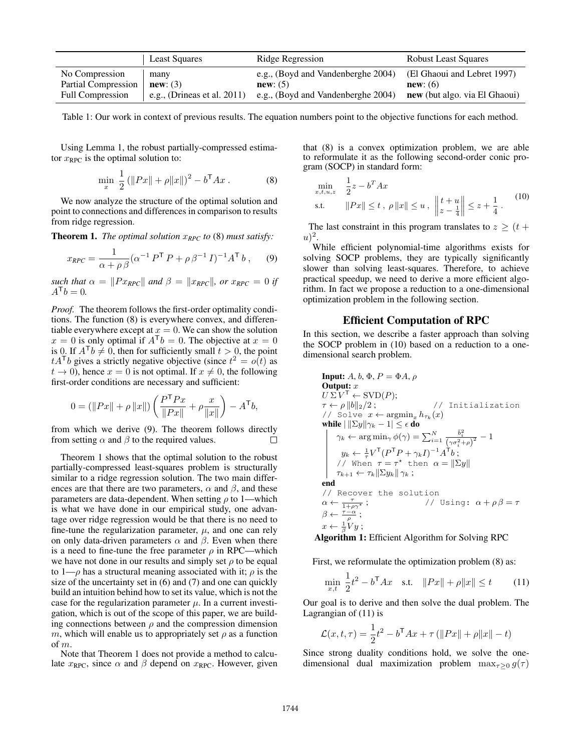| | Least Squares | Ridge Regression | Robust Least Squares |
|---|---|---|---|
| No Compression | many | e.g., (Boyd and Vandenberghe 2004) | (El Ghaoui and Lebret 1997) |
| Partial Compression | **new**: (3) | **new**: (5) | **new**: (6) |
| Full Compression | e.g., (Drineas et al. 2011) | e.g., (Boyd and Vandenberghe 2004) | **new** (but algo. via El Ghaoui) |

Table 1: Our work in context of previous results. The equation numbers point to the objective functions for each method.

Using Lemma 1, the robust partially-compressed estimator $x_{\text{RPC}}$ is the optimal solution to:

$$\min_{x} \ \frac{1}{2} \left(\|Px\| + \rho\|x\|\right)^2 - b^{\mathsf{T}} A x \ . \tag{8}$$

We now analyze the structure of the optimal solution and point to connections and differences in comparison to results from ridge regression.

**Theorem 1.** *The optimal solution $x_{RPC}$ to* (8) *must satisfy:*

$$x_{RPC} = \frac{1}{\alpha + \rho\,\beta} (\alpha^{-1} P^{\mathsf{T}} P + \rho\,\beta^{-1} I)^{-1} A^{\mathsf{T}} b \ , \tag{9}$$

*such that $\alpha = \|Px_{RPC}\|$ and $\beta = \|x_{RPC}\|$, or $x_{RPC} = 0$ if $A^{\mathsf{T}} b = 0$.*

*Proof.* The theorem follows the first-order optimality conditions. The function (8) is everywhere convex, and differentiable everywhere except at $x = 0$. We can show the solution $x = 0$ is only optimal if $A^{\mathsf{T}} b = 0$. The objective at $x = 0$ is 0. If $A^{\mathsf{T}} b \neq 0$, then for sufficiently small $t > 0$, the point $tA^{\mathsf{T}} b$ gives a strictly negative objective (since $t^2 = o(t)$ as $t \to 0$), hence $x = 0$ is not optimal. If $x \neq 0$, the following first-order conditions are necessary and sufficient:

$$0 = \left(\|Px\| + \rho\,\|x\|\right) \left( \frac{P^{\mathsf{T}} P x}{\|Px\|} + \rho \frac{x}{\|x\|} \right) - A^{\mathsf{T}} b,$$

from which we derive (9). The theorem follows directly from setting $\alpha$ and $\beta$ to the required values. ☐

Theorem 1 shows that the optimal solution to the robust partially-compressed least-squares problem is structurally similar to a ridge regression solution. The two main differences are that there are two parameters, $\alpha$ and $\beta$, and these parameters are data-dependent. When setting $\rho$ to 1—which is what we have done in our empirical study, one advantage over ridge regression would be that there is no need to fine-tune the regularization parameter, $\mu$, and one can rely on only data-driven parameters $\alpha$ and $\beta$. Even when there is a need to fine-tune the free parameter $\rho$ in RPC—which we have not done in our results and simply set $\rho$ to be equal to 1—$\rho$ has a structural meaning associated with it; $\rho$ is the size of the uncertainty set in (6) and (7) and one can quickly build an intuition behind how to set its value, which is not the case for the regularization parameter $\mu$. In a current investigation, which is out of the scope of this paper, we are building connections between $\rho$ and the compression dimension $m$, which will enable us to appropriately set $\rho$ as a function of $m$.

Note that Theorem 1 does not provide a method to calculate $x_{\text{RPC}}$, since $\alpha$ and $\beta$ depend on $x_{\text{RPC}}$. However, given that (8) is a convex optimization problem, we are able to reformulate it as the following second-order conic program (SOCP) in standard form:

$$\begin{aligned} \min_{x,t,u,z} \quad & \frac{1}{2} z - b^T A x \\ \text{s.t.} \quad & \|Px\| \le t \ , \ \rho\,\|x\| \le u \ , \ \left\| \begin{matrix} t+u \\ z - \frac{1}{4} \end{matrix} \right\| \le z + \frac{1}{4} \ . \end{aligned} \tag{10}$$

The last constraint in this program translates to $z \geq (t + u)^2$.

While efficient polynomial-time algorithms exists for solving SOCP problems, they are typically significantly slower than solving least-squares. Therefore, to achieve practical speedup, we need to derive a more efficient algorithm. In fact we propose a reduction to a one-dimensional optimization problem in the following section.

## Efficient Computation of RPC

In this section, we describe a faster approach than solving the SOCP problem in (10) based on a reduction to a one-dimensional search problem.

**Input:** $A$, $b$, $\Phi$, $P = \Phi A$, $\rho$
**Output:** $x$
$U\,\Sigma\,V^{\mathsf{T}} \leftarrow \text{SVD}(P)$;
$\tau \leftarrow \rho\,\|b\|_2/2$ ; // Initialization
// Solve $x \leftarrow \arg\min_x h_{\tau_k}(x)$
**while** $|\,\|\Sigma y\|\gamma_k - 1| \leq \epsilon$ **do**
  $\gamma_k \leftarrow \arg\min_\gamma \phi(\gamma) = \sum_{i=1}^{N} \frac{\bar{b}_i^2}{(\gamma\sigma_i^2 + \rho)^2} - 1$
  $y_k \leftarrow \frac{1}{\tau} V^{\mathsf{T}} (P^{\mathsf{T}} P + \gamma_k I)^{-1} A^{\mathsf{T}} b$ ;
  // When $\tau = \tau^\star$ then $\alpha = \|\Sigma y\|$
  $\tau_{k+1} \leftarrow \tau_k \|\Sigma y_k\|\,\gamma_k$ ;
**end**
// Recover the solution
$\alpha \leftarrow \frac{\tau}{1+\rho\gamma^\star}$ ; // Using: $\alpha + \rho\,\beta = \tau$
$\beta \leftarrow \frac{\tau - \alpha}{\rho}$ ;
$x \leftarrow \frac{1}{\beta} V y$ ;

**Algorithm 1:** Efficient Algorithm for Solving RPC

First, we reformulate the optimization problem (8) as:

$$\min_{x,t} \ \frac{1}{2} t^2 - b^{\mathsf{T}} A x \quad \text{s.t.} \quad \|Px\| + \rho\|x\| \le t \tag{11}$$

Our goal is to derive and then solve the dual problem. The Lagrangian of (11) is

$$\mathcal{L}(x, t, \tau) = \frac{1}{2} t^2 - b^{\mathsf{T}} A x + \tau \left(\|Px\| + \rho\|x\| - t\right)$$

Since strong duality conditions hold, we solve the one-dimensional dual maximization problem $\max_{\tau \geq 0} g(\tau)$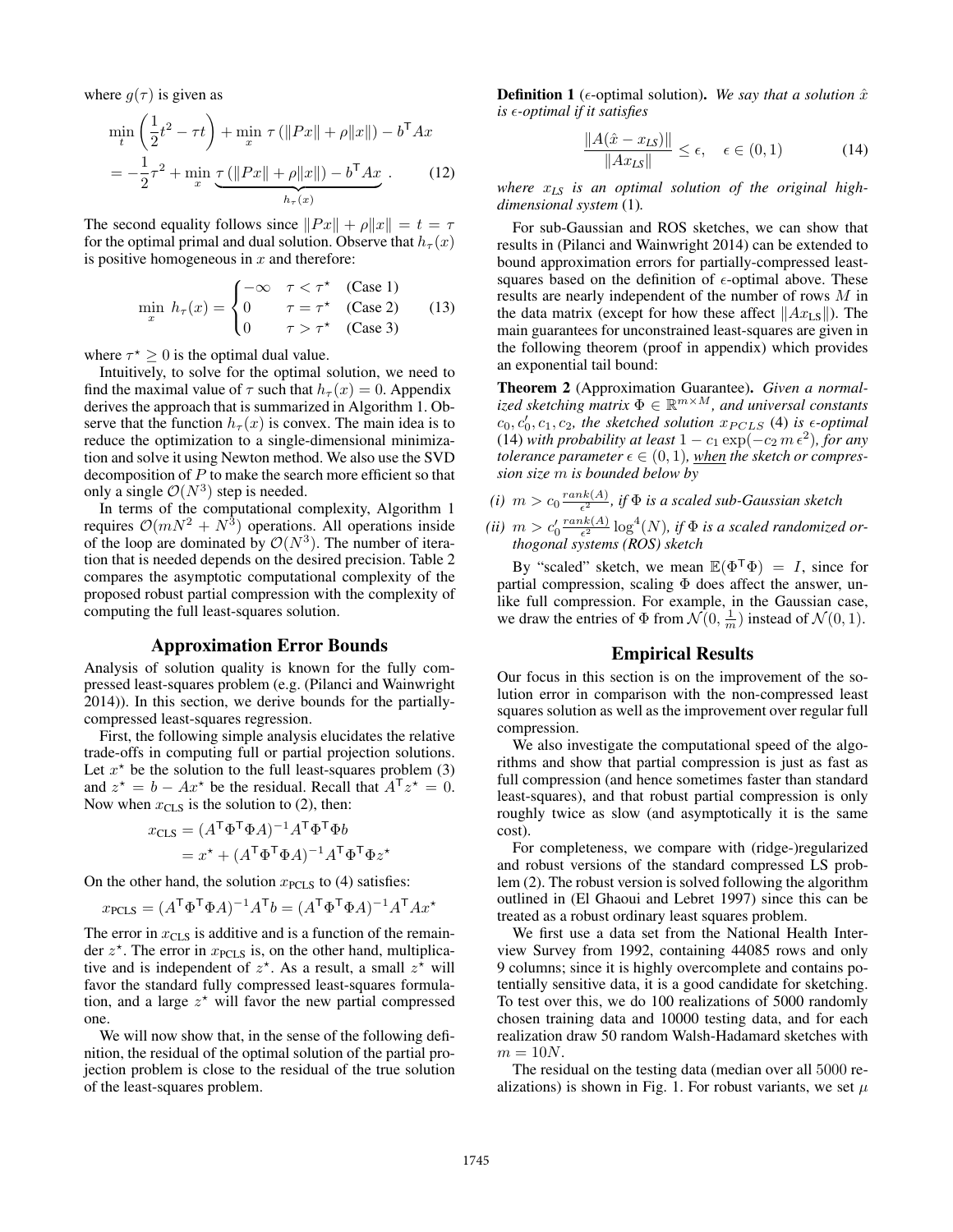where $g(\tau)$ is given as

$$\min_t \left(\frac{1}{2}t^2 - \tau t\right) + \min_x \tau\left(\|Px\| + \rho\|x\|\right) - b^\mathsf{T} Ax$$
$$= -\frac{1}{2}\tau^2 + \min_x \underbrace{\tau\left(\|Px\| + \rho\|x\|\right) - b^\mathsf{T} Ax}_{h_\tau(x)}. \qquad (12)$$

The second equality follows since $\|Px\| + \rho\|x\| = t = \tau$ for the optimal primal and dual solution. Observe that $h_\tau(x)$ is positive homogeneous in $x$ and therefore:

$$\min_x h_\tau(x) = \begin{cases} -\infty & \tau < \tau^\star \quad \text{(Case 1)} \\ 0 & \tau = \tau^\star \quad \text{(Case 2)} \\ 0 & \tau > \tau^\star \quad \text{(Case 3)} \end{cases} \qquad (13)$$

where $\tau^\star \geq 0$ is the optimal dual value.

Intuitively, to solve for the optimal solution, we need to find the maximal value of $\tau$ such that $h_\tau(x) = 0$. Appendix derives the approach that is summarized in Algorithm 1. Observe that the function $h_\tau(x)$ is convex. The main idea is to reduce the optimization to a single-dimensional minimization and solve it using Newton method. We also use the SVD decomposition of $P$ to make the search more efficient so that only a single $\mathcal{O}(N^3)$ step is needed.

In terms of the computational complexity, Algorithm 1 requires $\mathcal{O}(mN^2 + N^3)$ operations. All operations inside of the loop are dominated by $\mathcal{O}(N^3)$. The number of iteration that is needed depends on the desired precision. Table 2 compares the asymptotic computational complexity of the proposed robust partial compression with the complexity of computing the full least-squares solution.

## Approximation Error Bounds

Analysis of solution quality is known for the fully compressed least-squares problem (e.g. (Pilanci and Wainwright 2014)). In this section, we derive bounds for the partially-compressed least-squares regression.

First, the following simple analysis elucidates the relative trade-offs in computing full or partial projection solutions. Let $x^\star$ be the solution to the full least-squares problem (3) and $z^\star = b - Ax^\star$ be the residual. Recall that $A^\mathsf{T} z^\star = 0$. Now when $x_{\text{CLS}}$ is the solution to (2), then:

$$x_{\text{CLS}} = (A^\mathsf{T}\Phi^\mathsf{T}\Phi A)^{-1}A^\mathsf{T}\Phi^\mathsf{T}\Phi b$$
$$= x^\star + (A^\mathsf{T}\Phi^\mathsf{T}\Phi A)^{-1}A^\mathsf{T}\Phi^\mathsf{T}\Phi z^\star$$

On the other hand, the solution $x_{\text{PCLS}}$ to (4) satisfies:

$$x_{\text{PCLS}} = (A^\mathsf{T}\Phi^\mathsf{T}\Phi A)^{-1}A^\mathsf{T} b = (A^\mathsf{T}\Phi^\mathsf{T}\Phi A)^{-1}A^\mathsf{T} Ax^\star$$

The error in $x_{\text{CLS}}$ is additive and is a function of the remainder $z^\star$. The error in $x_{\text{PCLS}}$ is, on the other hand, multiplicative and is independent of $z^\star$. As a result, a small $z^\star$ will favor the standard fully compressed least-squares formulation, and a large $z^\star$ will favor the new partial compressed one.

We will now show that, in the sense of the following definition, the residual of the optimal solution of the partial projection problem is close to the residual of the true solution of the least-squares problem.

**Definition 1** ($\epsilon$-optimal solution). *We say that a solution $\hat{x}$ is $\epsilon$-optimal if it satisfies*

$$\frac{\|A(\hat{x} - x_{LS})\|}{\|Ax_{LS}\|} \leq \epsilon, \quad \epsilon \in (0, 1) \qquad (14)$$

*where $x_{LS}$ is an optimal solution of the original high-dimensional system* (1)*.*

For sub-Gaussian and ROS sketches, we can show that results in (Pilanci and Wainwright 2014) can be extended to bound approximation errors for partially-compressed least-squares based on the definition of $\epsilon$-optimal above. These results are nearly independent of the number of rows $M$ in the data matrix (except for how these affect $\|Ax_{\text{LS}}\|$). The main guarantees for unconstrained least-squares are given in the following theorem (proof in appendix) which provides an exponential tail bound:

**Theorem 2** (Approximation Guarantee). *Given a normalized sketching matrix $\Phi \in \mathbb{R}^{m\times M}$, and universal constants $c_0, c_0', c_1, c_2$, the sketched solution $x_{PCLS}$* (4) *is $\epsilon$-optimal* (14) *with probability at least $1 - c_1 \exp(-c_2\, m\, \epsilon^2)$, for any tolerance parameter $\epsilon \in (0, 1)$, <u>when</u> the sketch or compression size $m$ is bounded below by*

- *(i) $m > c_0 \frac{rank(A)}{\epsilon^2}$, if $\Phi$ is a scaled sub-Gaussian sketch*
- *(ii) $m > c_0' \frac{rank(A)}{\epsilon^2} \log^4(N)$, if $\Phi$ is a scaled randomized orthogonal systems (ROS) sketch*

By "scaled" sketch, we mean $\mathbb{E}(\Phi^\mathsf{T}\Phi) = I$, since for partial compression, scaling $\Phi$ does affect the answer, unlike full compression. For example, in the Gaussian case, we draw the entries of $\Phi$ from $\mathcal{N}(0, \frac{1}{m})$ instead of $\mathcal{N}(0, 1)$.

## Empirical Results

Our focus in this section is on the improvement of the solution error in comparison with the non-compressed least squares solution as well as the improvement over regular full compression.

We also investigate the computational speed of the algorithms and show that partial compression is just as fast as full compression (and hence sometimes faster than standard least-squares), and that robust partial compression is only roughly twice as slow (and asymptotically it is the same cost).

For completeness, we compare with (ridge-)regularized and robust versions of the standard compressed LS problem (2). The robust version is solved following the algorithm outlined in (El Ghaoui and Lebret 1997) since this can be treated as a robust ordinary least squares problem.

We first use a data set from the National Health Interview Survey from 1992, containing 44085 rows and only 9 columns; since it is highly overcomplete and contains potentially sensitive data, it is a good candidate for sketching. To test over this, we do 100 realizations of 5000 randomly chosen training data and 10000 testing data, and for each realization draw 50 random Walsh-Hadamard sketches with $m = 10N$.

The residual on the testing data (median over all 5000 realizations) is shown in Fig. 1. For robust variants, we set $\mu$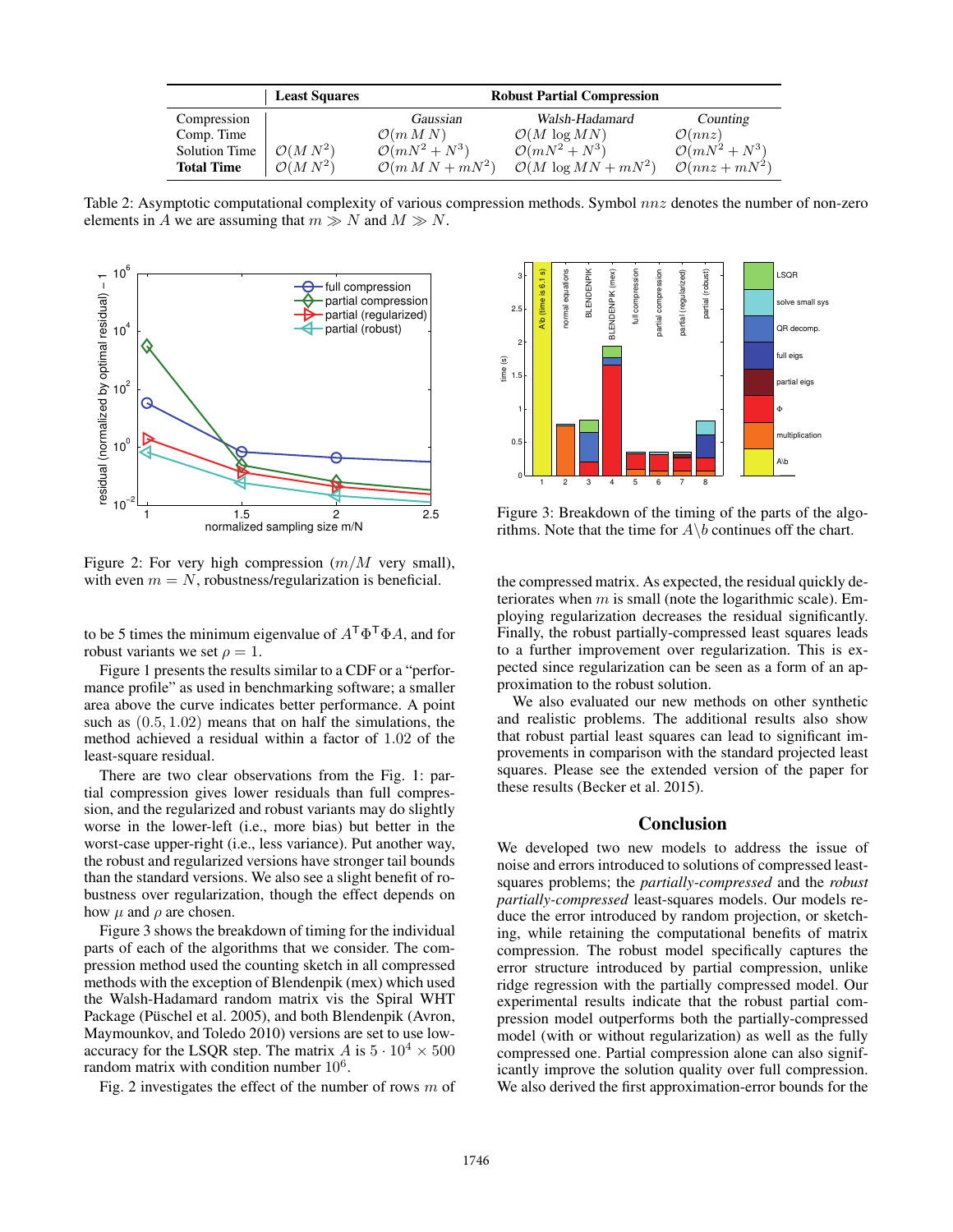|  | **Least Squares** | **Robust Partial Compression** | | |
|---|---|---|---|---|
| Compression |  | *Gaussian* | *Walsh-Hadamard* | *Counting* |
| Comp. Time |  | $\mathcal{O}(m\,M\,N)$ | $\mathcal{O}(M\,\log MN)$ | $\mathcal{O}(nnz)$ |
| Solution Time | $\mathcal{O}(M\,N^2)$ | $\mathcal{O}(mN^2 + N^3)$ | $\mathcal{O}(mN^2 + N^3)$ | $\mathcal{O}(mN^2 + N^3)$ |
| **Total Time** | $\mathcal{O}(M\,N^2)$ | $\mathcal{O}(m\,M\,N + mN^2)$ | $\mathcal{O}(M\,\log MN + mN^2)$ | $\mathcal{O}(nnz + mN^2)$ |

Table 2: Asymptotic computational complexity of various compression methods. Symbol $nnz$ denotes the number of non-zero elements in $A$ we are assuming that $m \gg N$ and $M \gg N$.

Figure 2: For very high compression ($m/M$ very small), with even $m = N$, robustness/regularization is beneficial.

Figure 3: Breakdown of the timing of the parts of the algorithms. Note that the time for $A\backslash b$ continues off the chart.

to be 5 times the minimum eigenvalue of $A^\mathsf{T}\Phi^\mathsf{T}\Phi A$, and for robust variants we set $\rho = 1$.

Figure 1 presents the results similar to a CDF or a "performance profile" as used in benchmarking software; a smaller area above the curve indicates better performance. A point such as $(0.5, 1.02)$ means that on half the simulations, the method achieved a residual within a factor of $1.02$ of the least-square residual.

There are two clear observations from the Fig. 1: partial compression gives lower residuals than full compression, and the regularized and robust variants may do slightly worse in the lower-left (i.e., more bias) but better in the worst-case upper-right (i.e., less variance). Put another way, the robust and regularized versions have stronger tail bounds than the standard versions. We also see a slight benefit of robustness over regularization, though the effect depends on how $\mu$ and $\rho$ are chosen.

Figure 3 shows the breakdown of timing for the individual parts of each of the algorithms that we consider. The compression method used the counting sketch in all compressed methods with the exception of Blendenpik (mex) which used the Walsh-Hadamard random matrix vis the Spiral WHT Package (Püschel et al. 2005), and both Blendenpik (Avron, Maymounkov, and Toledo 2010) versions are set to use low-accuracy for the LSQR step. The matrix $A$ is $5 \cdot 10^4 \times 500$ random matrix with condition number $10^6$.

Fig. 2 investigates the effect of the number of rows $m$ of the compressed matrix. As expected, the residual quickly deteriorates when $m$ is small (note the logarithmic scale). Employing regularization decreases the residual significantly. Finally, the robust partially-compressed least squares leads to a further improvement over regularization. This is expected since regularization can be seen as a form of an approximation to the robust solution.

We also evaluated our new methods on other synthetic and realistic problems. The additional results also show that robust partial least squares can lead to significant improvements in comparison with the standard projected least squares. Please see the extended version of the paper for these results (Becker et al. 2015).

## Conclusion

We developed two new models to address the issue of noise and errors introduced to solutions of compressed least-squares problems; the *partially-compressed* and the *robust partially-compressed* least-squares models. Our models reduce the error introduced by random projection, or sketching, while retaining the computational benefits of matrix compression. The robust model specifically captures the error structure introduced by partial compression, unlike ridge regression with the partially compressed model. Our experimental results indicate that the robust partial compression model outperforms both the partially-compressed model (with or without regularization) as well as the fully compressed one. Partial compression alone can also significantly improve the solution quality over full compression. We also derived the first approximation-error bounds for the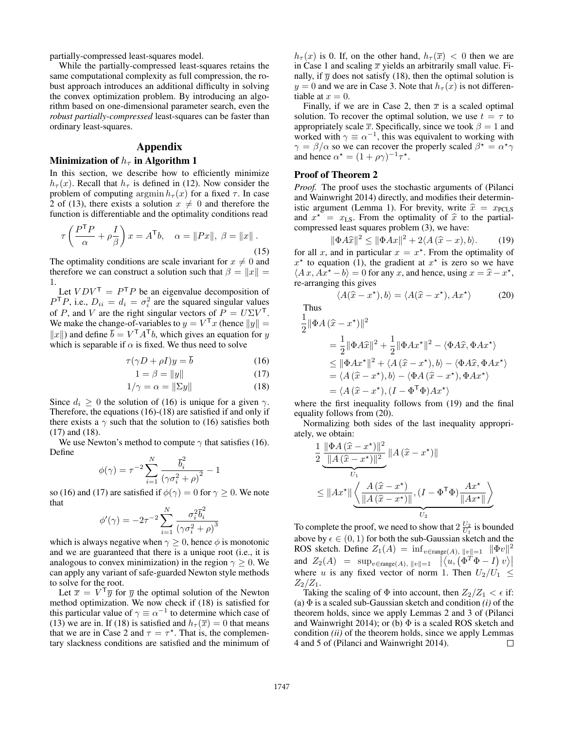partially-compressed least-squares model.

While the partially-compressed least-squares retains the same computational complexity as full compression, the robust approach introduces an additional difficulty in solving the convex optimization problem. By introducing an algorithm based on one-dimensional parameter search, even the *robust partially-compressed* least-squares can be faster than ordinary least-squares.

## Appendix

### Minimization of $h_\tau$ in Algorithm 1

In this section, we describe how to efficiently minimize $h_\tau(x)$. Recall that $h_\tau$ is defined in (12). Now consider the problem of computing $\operatorname{argmin} h_\tau(x)$ for a fixed $\tau$. In case 2 of (13), there exists a solution $x \neq 0$ and therefore the function is differentiable and the optimality conditions read

$$\tau\left(\frac{P^\mathsf{T} P}{\alpha} + \rho \frac{I}{\beta}\right) x = A^\mathsf{T} b, \quad \alpha = \|Px\|,\ \beta = \|x\|\,. \tag{15}$$

The optimality conditions are scale invariant for $x \neq 0$ and therefore we can construct a solution such that $\beta = \|x\| = 1$.

Let $VDV^\mathsf{T} = P^\mathsf{T} P$ be an eigenvalue decomposition of $P^\mathsf{T} P$, i.e., $D_{ii} = d_i = \sigma_i^2$ are the squared singular values of $P$, and $V$ are the right singular vectors of $P = U\Sigma V^\mathsf{T}$. We make the change-of-variables to $y = V^\mathsf{T} x$ (hence $\|y\| = \|x\|$) and define $\overline{b} = V^\mathsf{T} A^\mathsf{T} b$, which gives an equation for $y$ which is separable if $\alpha$ is fixed. We thus need to solve

$$\tau(\gamma D + \rho I) y = \overline{b} \tag{16}$$

$$1 = \beta = \|y\| \tag{17}$$

$$1/\gamma = \alpha = \|\Sigma y\| \tag{18}$$

Since $d_i \geq 0$ the solution of (16) is unique for a given $\gamma$. Therefore, the equations (16)-(18) are satisfied if and only if there exists a $\gamma$ such that the solution to (16) satisfies both (17) and (18).

We use Newton's method to compute $\gamma$ that satisfies (16). Define

$$\phi(\gamma) = \tau^{-2} \sum_{i=1}^{N} \frac{\overline{b}_i^2}{\left(\gamma\sigma_i^2 + \rho\right)^2} - 1$$

so (16) and (17) are satisfied if $\phi(\gamma) = 0$ for $\gamma \geq 0$. We note that

$$\phi'(\gamma) = -2\tau^{-2} \sum_{i=1}^{N} \frac{\sigma_i^2 \overline{b}_i^2}{\left(\gamma\sigma_i^2 + \rho\right)^3}$$

which is always negative when $\gamma \geq 0$, hence $\phi$ is monotonic and we are guaranteed that there is a unique root (i.e., it is analogous to convex minimization) in the region $\gamma \geq 0$. We can apply any variant of safe-guarded Newton style methods to solve for the root.

Let $\overline{x} = V^\mathsf{T} \overline{y}$ for $\overline{y}$ the optimal solution of the Newton method optimization. We now check if (18) is satisfied for this particular value of $\gamma \equiv \alpha^{-1}$ to determine which case of (13) we are in. If (18) is satisfied and $h_\tau(\overline{x}) = 0$ that means that we are in Case 2 and $\tau = \tau^\star$. That is, the complementary slackness conditions are satisfied and the minimum of $h_\tau(x)$ is 0. If, on the other hand, $h_\tau(\overline{x}) < 0$ then we are in Case 1 and scaling $\overline{x}$ yields an arbitrarily small value. Finally, if $\overline{y}$ does not satisfy (18), then the optimal solution is $y = 0$ and we are in Case 3. Note that $h_\tau(x)$ is not differentiable at $x = 0$.

Finally, if we are in Case 2, then $\overline{x}$ is a scaled optimal solution. To recover the optimal solution, we use $t = \tau$ to appropriately scale $\overline{x}$. Specifically, since we took $\beta = 1$ and worked with $\gamma \equiv \alpha^{-1}$, this was equivalent to working with $\gamma = \beta/\alpha$ so we can recover the properly scaled $\beta^\star = \alpha^\star \gamma$ and hence $\alpha^\star = (1 + \rho\gamma)^{-1}\tau^\star$.

### Proof of Theorem 2

*Proof.* The proof uses the stochastic arguments of (Pilanci and Wainwright 2014) directly, and modifies their deterministic argument (Lemma 1). For brevity, write $\widehat{x} = x_{\text{PCLS}}$ and $x^\star = x_{\text{LS}}$. From the optimality of $\widehat{x}$ to the partial-compressed least squares problem (3), we have:

$$\|\Phi A\widehat{x}\|^2 \leq \|\Phi A x\|^2 + 2\langle A(\widehat{x} - x), b\rangle. \tag{19}$$

for all $x$, and in particular $x = x^\star$. From the optimality of $x^\star$ to equation (1), the gradient at $x^\star$ is zero so we have $\langle A\,x, Ax^\star - b\rangle = 0$ for any $x$, and hence, using $x = \widehat{x} - x^\star$, re-arranging this gives

$$\langle A(\widehat{x} - x^\star), b\rangle = \langle A(\widehat{x} - x^\star), Ax^\star\rangle \tag{20}$$

Thus

$$\begin{aligned}
\frac{1}{2}&\|\Phi A\left(\widehat{x} - x^\star\right)\|^2 \\
&= \frac{1}{2}\|\Phi A\widehat{x}\|^2 + \frac{1}{2}\|\Phi A x^\star\|^2 - \langle \Phi A\widehat{x}, \Phi A x^\star\rangle \\
&\leq \|\Phi A x^\star\|^2 + \langle A\left(\widehat{x} - x^\star\right), b\rangle - \langle \Phi A\widehat{x}, \Phi A x^\star\rangle \\
&= \langle A\left(\widehat{x} - x^\star\right), b\rangle - \langle \Phi A\left(\widehat{x} - x^\star\right), \Phi A x^\star\rangle \\
&= \langle A\left(\widehat{x} - x^\star\right), (I - \Phi^\mathsf{T}\Phi) A x^\star\rangle
\end{aligned}$$

where the first inequality follows from (19) and the final equality follows from (20).

Normalizing both sides of the last inequality appropriately, we obtain:

$$\underbrace{\frac{1}{2}\frac{\|\Phi A\left(\widehat{x} - x^\star\right)\|^2}{\|A\left(\widehat{x} - x^\star\right)\|^2}}_{U_1}\|A\left(\widehat{x} - x^\star\right)\|$$

$$\leq \|Ax^\star\| \underbrace{\left\langle \frac{A\left(\widehat{x} - x^\star\right)}{\|A\left(\widehat{x} - x^\star\right)\|}, (I - \Phi^\mathsf{T}\Phi)\frac{Ax^\star}{\|Ax^\star\|}\right\rangle}_{U_2}$$

To complete the proof, we need to show that $2\,\frac{U_2}{U_1}$ is bounded above by $\epsilon \in (0, 1)$ for both the sub-Gaussian sketch and the ROS sketch. Define $Z_1(A) = \inf_{v \in \text{range}(A),\ \|v\|=1} \|\Phi v\|^2$ and $Z_2(A) = \sup_{v \in \text{range}(A),\ \|v\|=1} \left|\left\langle u, \left(\Phi^T\Phi - I\right) v\right\rangle\right|$ where $u$ is any fixed vector of norm 1. Then $U_2/U_1 \leq Z_2/Z_1$.

Taking the scaling of $\Phi$ into account, then $Z_2/Z_1 < \epsilon$ if: (a) $\Phi$ is a scaled sub-Gaussian sketch and condition *(i)* of the theorem holds, since we apply Lemmas 2 and 3 of (Pilanci and Wainwright 2014); or (b) $\Phi$ is a scaled ROS sketch and condition *(ii)* of the theorem holds, since we apply Lemmas 4 and 5 of (Pilanci and Wainwright 2014). ∎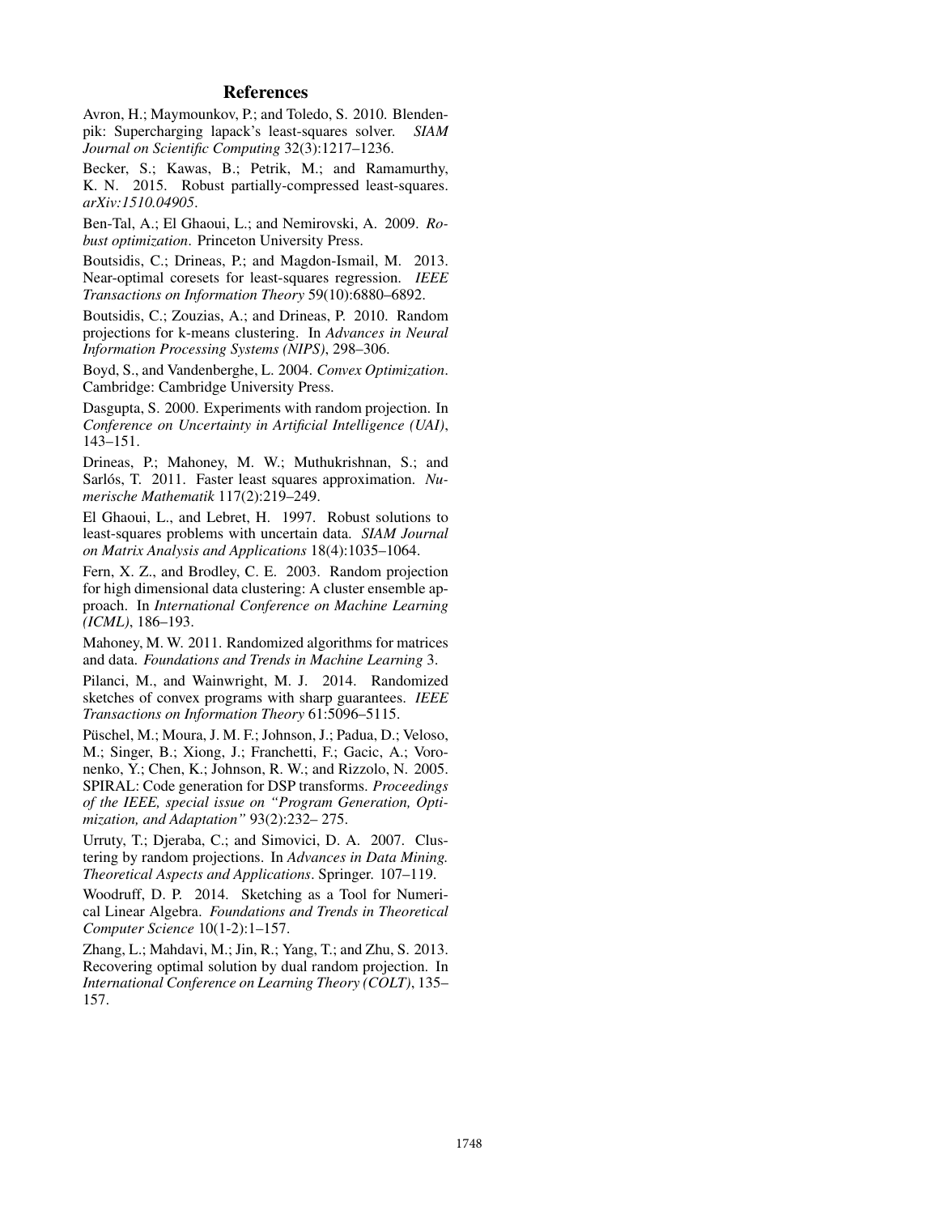## References

Avron, H.; Maymounkov, P.; and Toledo, S. 2010. Blendenpik: Supercharging lapack's least-squares solver. *SIAM Journal on Scientific Computing* 32(3):1217–1236.

Becker, S.; Kawas, B.; Petrik, M.; and Ramamurthy, K. N. 2015. Robust partially-compressed least-squares. *arXiv:1510.04905*.

Ben-Tal, A.; El Ghaoui, L.; and Nemirovski, A. 2009. *Robust optimization*. Princeton University Press.

Boutsidis, C.; Drineas, P.; and Magdon-Ismail, M. 2013. Near-optimal coresets for least-squares regression. *IEEE Transactions on Information Theory* 59(10):6880–6892.

Boutsidis, C.; Zouzias, A.; and Drineas, P. 2010. Random projections for k-means clustering. In *Advances in Neural Information Processing Systems (NIPS)*, 298–306.

Boyd, S., and Vandenberghe, L. 2004. *Convex Optimization*. Cambridge: Cambridge University Press.

Dasgupta, S. 2000. Experiments with random projection. In *Conference on Uncertainty in Artificial Intelligence (UAI)*, 143–151.

Drineas, P.; Mahoney, M. W.; Muthukrishnan, S.; and Sarlós, T. 2011. Faster least squares approximation. *Numerische Mathematik* 117(2):219–249.

El Ghaoui, L., and Lebret, H. 1997. Robust solutions to least-squares problems with uncertain data. *SIAM Journal on Matrix Analysis and Applications* 18(4):1035–1064.

Fern, X. Z., and Brodley, C. E. 2003. Random projection for high dimensional data clustering: A cluster ensemble approach. In *International Conference on Machine Learning (ICML)*, 186–193.

Mahoney, M. W. 2011. Randomized algorithms for matrices and data. *Foundations and Trends in Machine Learning* 3.

Pilanci, M., and Wainwright, M. J. 2014. Randomized sketches of convex programs with sharp guarantees. *IEEE Transactions on Information Theory* 61:5096–5115.

Püschel, M.; Moura, J. M. F.; Johnson, J.; Padua, D.; Veloso, M.; Singer, B.; Xiong, J.; Franchetti, F.; Gacic, A.; Voronenko, Y.; Chen, K.; Johnson, R. W.; and Rizzolo, N. 2005. SPIRAL: Code generation for DSP transforms. *Proceedings of the IEEE, special issue on "Program Generation, Optimization, and Adaptation"* 93(2):232– 275.

Urruty, T.; Djeraba, C.; and Simovici, D. A. 2007. Clustering by random projections. In *Advances in Data Mining. Theoretical Aspects and Applications*. Springer. 107–119.

Woodruff, D. P. 2014. Sketching as a Tool for Numerical Linear Algebra. *Foundations and Trends in Theoretical Computer Science* 10(1-2):1–157.

Zhang, L.; Mahdavi, M.; Jin, R.; Yang, T.; and Zhu, S. 2013. Recovering optimal solution by dual random projection. In *International Conference on Learning Theory (COLT)*, 135–157.